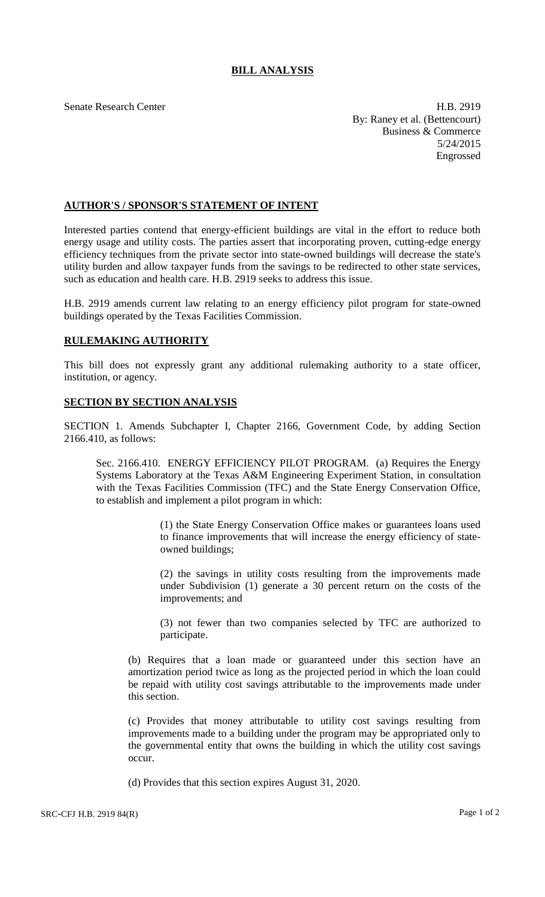# BILL ANALYSIS

Senate Research Center

H.B. 2919
By: Raney et al. (Bettencourt)
Business & Commerce
5/24/2015
Engrossed

## AUTHOR'S / SPONSOR'S STATEMENT OF INTENT

Interested parties contend that energy-efficient buildings are vital in the effort to reduce both energy usage and utility costs. The parties assert that incorporating proven, cutting-edge energy efficiency techniques from the private sector into state-owned buildings will decrease the state's utility burden and allow taxpayer funds from the savings to be redirected to other state services, such as education and health care. H.B. 2919 seeks to address this issue.

H.B. 2919 amends current law relating to an energy efficiency pilot program for state-owned buildings operated by the Texas Facilities Commission.

## RULEMAKING AUTHORITY

This bill does not expressly grant any additional rulemaking authority to a state officer, institution, or agency.

## SECTION BY SECTION ANALYSIS

SECTION 1. Amends Subchapter I, Chapter 2166, Government Code, by adding Section 2166.410, as follows:

Sec. 2166.410. ENERGY EFFICIENCY PILOT PROGRAM. (a) Requires the Energy Systems Laboratory at the Texas A&M Engineering Experiment Station, in consultation with the Texas Facilities Commission (TFC) and the State Energy Conservation Office, to establish and implement a pilot program in which:

(1) the State Energy Conservation Office makes or guarantees loans used to finance improvements that will increase the energy efficiency of state-owned buildings;

(2) the savings in utility costs resulting from the improvements made under Subdivision (1) generate a 30 percent return on the costs of the improvements; and

(3) not fewer than two companies selected by TFC are authorized to participate.

(b) Requires that a loan made or guaranteed under this section have an amortization period twice as long as the projected period in which the loan could be repaid with utility cost savings attributable to the improvements made under this section.

(c) Provides that money attributable to utility cost savings resulting from improvements made to a building under the program may be appropriated only to the governmental entity that owns the building in which the utility cost savings occur.

(d) Provides that this section expires August 31, 2020.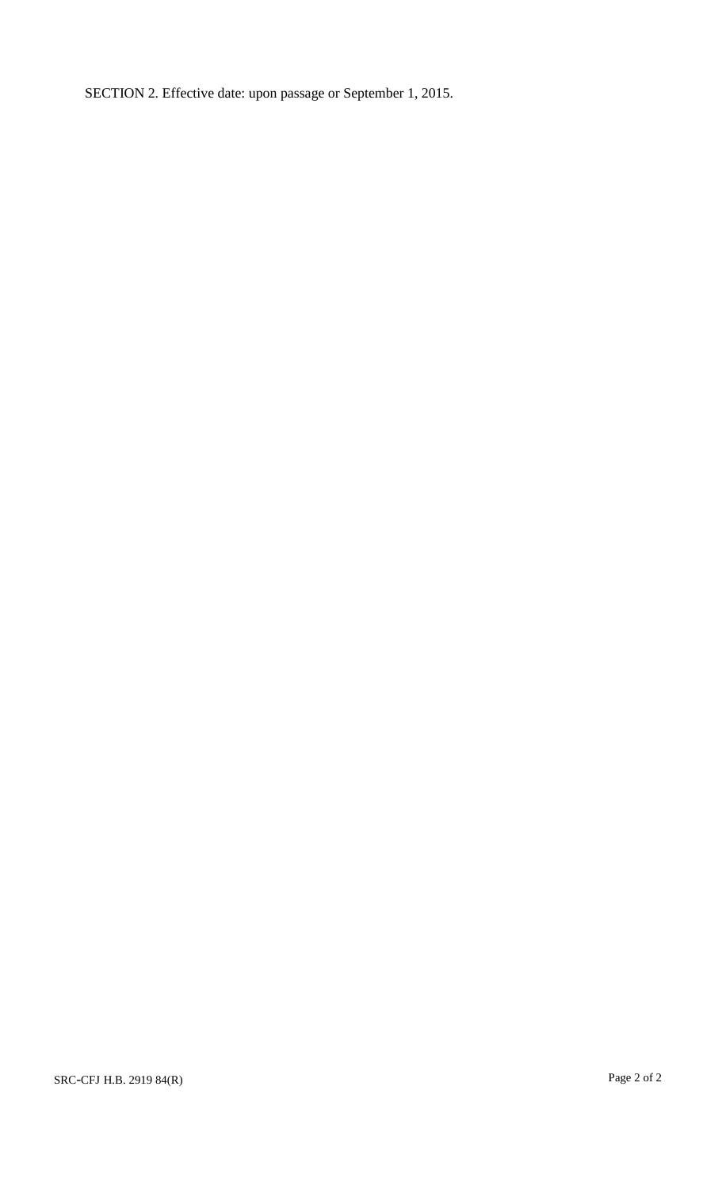SECTION 2. Effective date: upon passage or September 1, 2015.